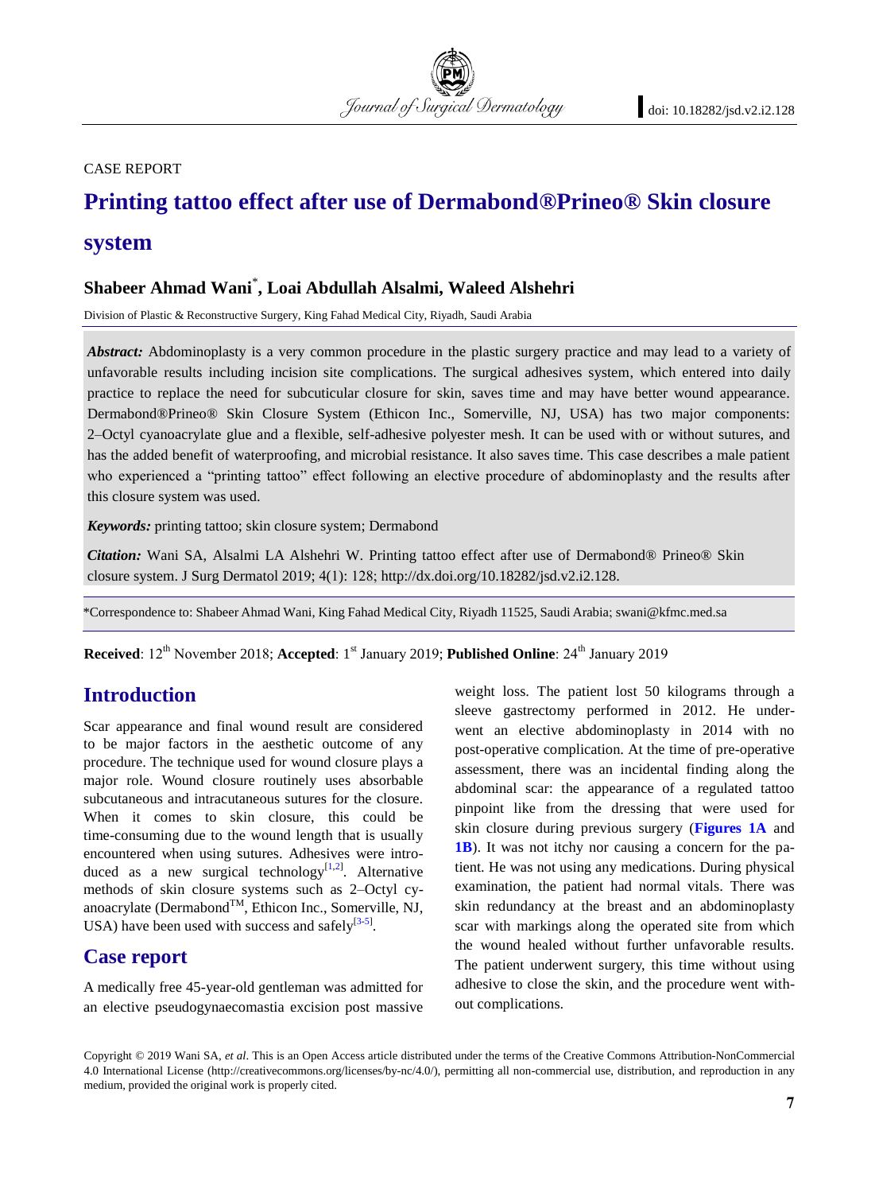CASE REPORT

# Printing tattoo effect after use of Dermabond®Prineo® Skin closure system

**Shabeer Ahmad Wani\*, Loai Abdullah Alsalmi, Waleed Alshehri**

Division of Plastic & Reconstructive Surgery, King Fahad Medical City, Riyadh, Saudi Arabia

***Abstract:*** Abdominoplasty is a very common procedure in the plastic surgery practice and may lead to a variety of unfavorable results including incision site complications. The surgical adhesives system, which entered into daily practice to replace the need for subcuticular closure for skin, saves time and may have better wound appearance. Dermabond®Prineo® Skin Closure System (Ethicon Inc., Somerville, NJ, USA) has two major components: 2–Octyl cyanoacrylate glue and a flexible, self-adhesive polyester mesh. It can be used with or without sutures, and has the added benefit of waterproofing, and microbial resistance. It also saves time. This case describes a male patient who experienced a "printing tattoo" effect following an elective procedure of abdominoplasty and the results after this closure system was used.

***Keywords:*** printing tattoo; skin closure system; Dermabond

***Citation:*** Wani SA, Alsalmi LA Alshehri W. Printing tattoo effect after use of Dermabond® Prineo® Skin closure system. J Surg Dermatol 2019; 4(1): 128; http://dx.doi.org/10.18282/jsd.v2.i2.128.

\*Correspondence to: Shabeer Ahmad Wani, King Fahad Medical City, Riyadh 11525, Saudi Arabia; swani@kfmc.med.sa

**Received**: 12th November 2018; **Accepted**: 1st January 2019; **Published Online**: 24th January 2019

## Introduction

Scar appearance and final wound result are considered to be major factors in the aesthetic outcome of any procedure. The technique used for wound closure plays a major role. Wound closure routinely uses absorbable subcutaneous and intracutaneous sutures for the closure. When it comes to skin closure, this could be time-consuming due to the wound length that is usually encountered when using sutures. Adhesives were introduced as a new surgical technology[1,2]. Alternative methods of skin closure systems such as 2–Octyl cyanoacrylate (Dermabond™, Ethicon Inc., Somerville, NJ, USA) have been used with success and safely[3-5].

## Case report

A medically free 45-year-old gentleman was admitted for an elective pseudogynaecomastia excision post massive weight loss. The patient lost 50 kilograms through a sleeve gastrectomy performed in 2012. He underwent an elective abdominoplasty in 2014 with no post-operative complication. At the time of pre-operative assessment, there was an incidental finding along the abdominal scar: the appearance of a regulated tattoo pinpoint like from the dressing that were used for skin closure during previous surgery (**Figures 1A** and **1B**). It was not itchy nor causing a concern for the patient. He was not using any medications. During physical examination, the patient had normal vitals. There was skin redundancy at the breast and an abdominoplasty scar with markings along the operated site from which the wound healed without further unfavorable results. The patient underwent surgery, this time without using adhesive to close the skin, and the procedure went without complications.

Copyright © 2019 Wani SA, *et al*. This is an Open Access article distributed under the terms of the Creative Commons Attribution-NonCommercial 4.0 International License (http://creativecommons.org/licenses/by-nc/4.0/), permitting all non-commercial use, distribution, and reproduction in any medium, provided the original work is properly cited.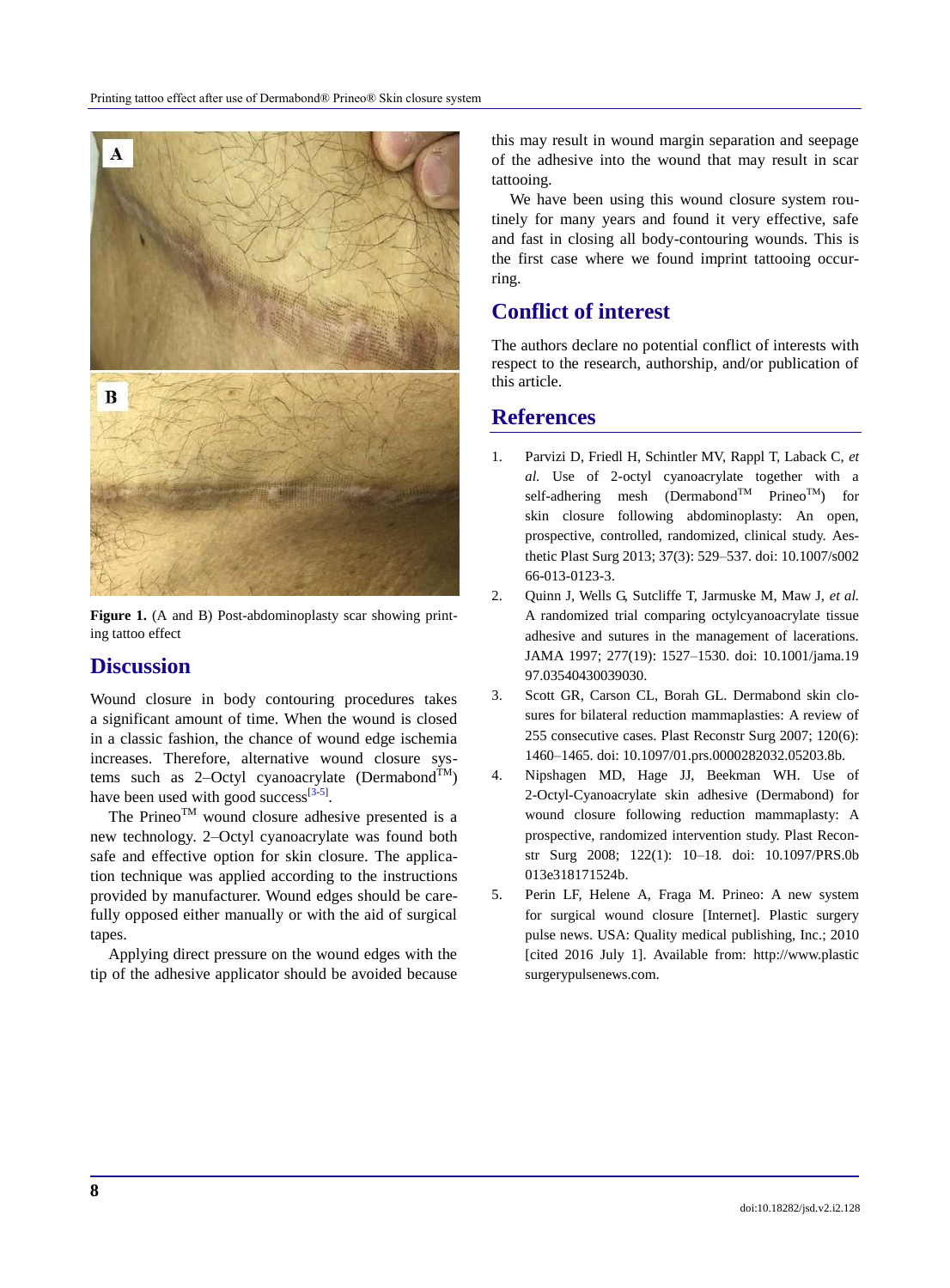Figure 1. (A and B) Post-abdominoplasty scar showing printing tattoo effect

## Discussion

Wound closure in body contouring procedures takes a significant amount of time. When the wound is closed in a classic fashion, the chance of wound edge ischemia increases. Therefore, alternative wound closure systems such as 2–Octyl cyanoacrylate (Dermabond™) have been used with good success[3-5].

The Prineo™ wound closure adhesive presented is a new technology. 2–Octyl cyanoacrylate was found both safe and effective option for skin closure. The application technique was applied according to the instructions provided by manufacturer. Wound edges should be carefully opposed either manually or with the aid of surgical tapes.

Applying direct pressure on the wound edges with the tip of the adhesive applicator should be avoided because this may result in wound margin separation and seepage of the adhesive into the wound that may result in scar tattooing.

We have been using this wound closure system routinely for many years and found it very effective, safe and fast in closing all body-contouring wounds. This is the first case where we found imprint tattooing occurring.

## Conflict of interest

The authors declare no potential conflict of interests with respect to the research, authorship, and/or publication of this article.

## References

1. Parvizi D, Friedl H, Schintler MV, Rappl T, Laback C, *et al.* Use of 2-octyl cyanoacrylate together with a self-adhering mesh (Dermabond™ Prineo™) for skin closure following abdominoplasty: An open, prospective, controlled, randomized, clinical study. Aesthetic Plast Surg 2013; 37(3): 529–537. doi: 10.1007/s00266-013-0123-3.
2. Quinn J, Wells G, Sutcliffe T, Jarmuske M, Maw J, *et al.* A randomized trial comparing octylcyanoacrylate tissue adhesive and sutures in the management of lacerations. JAMA 1997; 277(19): 1527–1530. doi: 10.1001/jama.1997.03540430039030.
3. Scott GR, Carson CL, Borah GL. Dermabond skin closures for bilateral reduction mammaplasties: A review of 255 consecutive cases. Plast Reconstr Surg 2007; 120(6): 1460–1465. doi: 10.1097/01.prs.0000282032.05203.8b.
4. Nipshagen MD, Hage JJ, Beekman WH. Use of 2-Octyl-Cyanoacrylate skin adhesive (Dermabond) for wound closure following reduction mammaplasty: A prospective, randomized intervention study. Plast Reconstr Surg 2008; 122(1): 10–18. doi: 10.1097/PRS.0b013e318171524b.
5. Perin LF, Helene A, Fraga M. Prineo: A new system for surgical wound closure [Internet]. Plastic surgery pulse news. USA: Quality medical publishing, Inc.; 2010 [cited 2016 July 1]. Available from: http://www.plasticsurgerypulsenews.com.